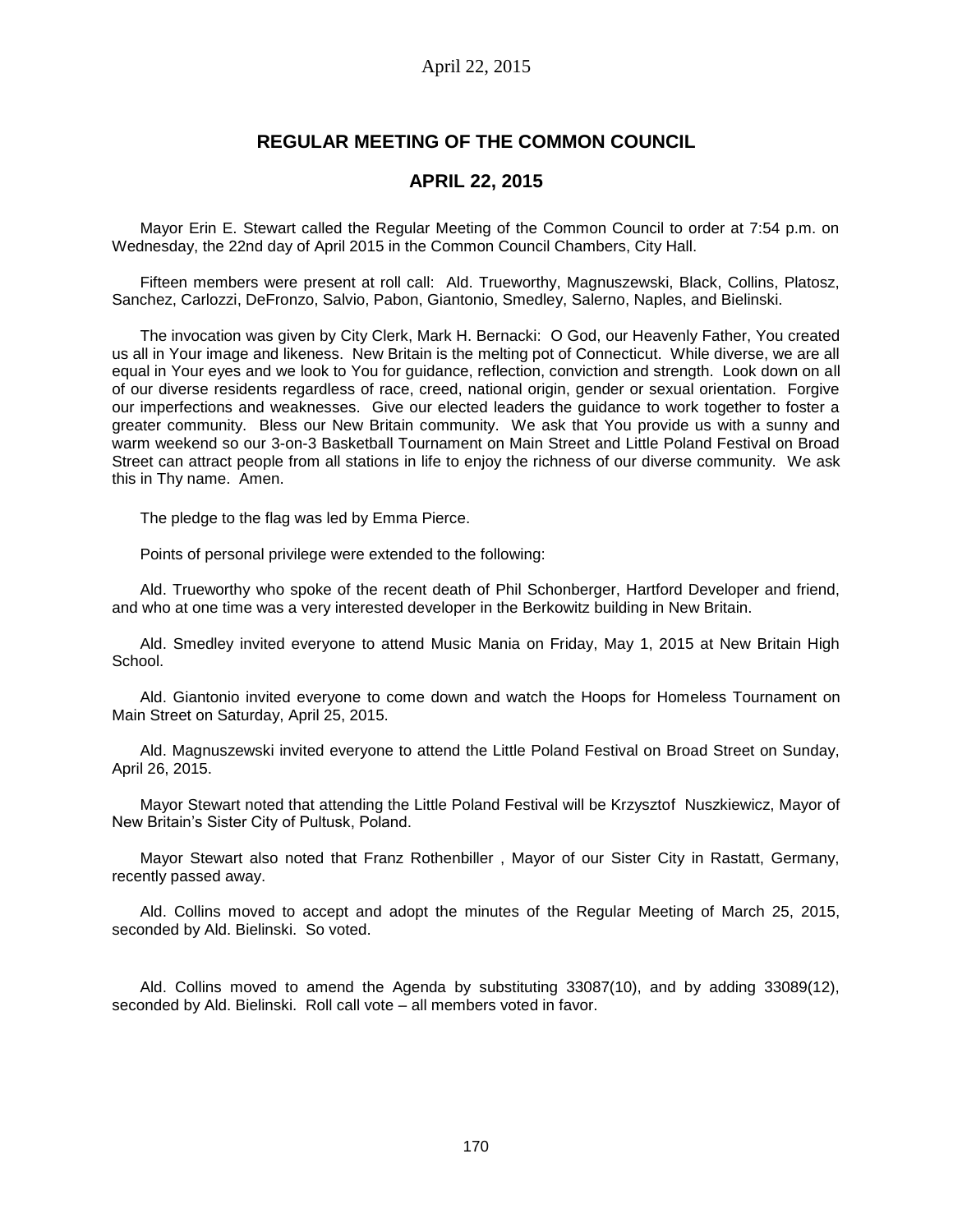# REGULAR MEETING OF THE COMMON COUNCIL

## APRIL 22, 2015

Mayor Erin E. Stewart called the Regular Meeting of the Common Council to order at 7:54 p.m. on Wednesday, the 22nd day of April 2015 in the Common Council Chambers, City Hall.

Fifteen members were present at roll call: Ald. Trueworthy, Magnuszewski, Black, Collins, Platosz, Sanchez, Carlozzi, DeFronzo, Salvio, Pabon, Giantonio, Smedley, Salerno, Naples, and Bielinski.

The invocation was given by City Clerk, Mark H. Bernacki: O God, our Heavenly Father, You created us all in Your image and likeness. New Britain is the melting pot of Connecticut. While diverse, we are all equal in Your eyes and we look to You for guidance, reflection, conviction and strength. Look down on all of our diverse residents regardless of race, creed, national origin, gender or sexual orientation. Forgive our imperfections and weaknesses. Give our elected leaders the guidance to work together to foster a greater community. Bless our New Britain community. We ask that You provide us with a sunny and warm weekend so our 3-on-3 Basketball Tournament on Main Street and Little Poland Festival on Broad Street can attract people from all stations in life to enjoy the richness of our diverse community. We ask this in Thy name. Amen.

The pledge to the flag was led by Emma Pierce.

Points of personal privilege were extended to the following:

Ald. Trueworthy who spoke of the recent death of Phil Schonberger, Hartford Developer and friend, and who at one time was a very interested developer in the Berkowitz building in New Britain.

Ald. Smedley invited everyone to attend Music Mania on Friday, May 1, 2015 at New Britain High School.

Ald. Giantonio invited everyone to come down and watch the Hoops for Homeless Tournament on Main Street on Saturday, April 25, 2015.

Ald. Magnuszewski invited everyone to attend the Little Poland Festival on Broad Street on Sunday, April 26, 2015.

Mayor Stewart noted that attending the Little Poland Festival will be Krzysztof Nuszkiewicz, Mayor of New Britain's Sister City of Pultusk, Poland.

Mayor Stewart also noted that Franz Rothenbiller , Mayor of our Sister City in Rastatt, Germany, recently passed away.

Ald. Collins moved to accept and adopt the minutes of the Regular Meeting of March 25, 2015, seconded by Ald. Bielinski. So voted.

Ald. Collins moved to amend the Agenda by substituting 33087(10), and by adding 33089(12), seconded by Ald. Bielinski. Roll call vote – all members voted in favor.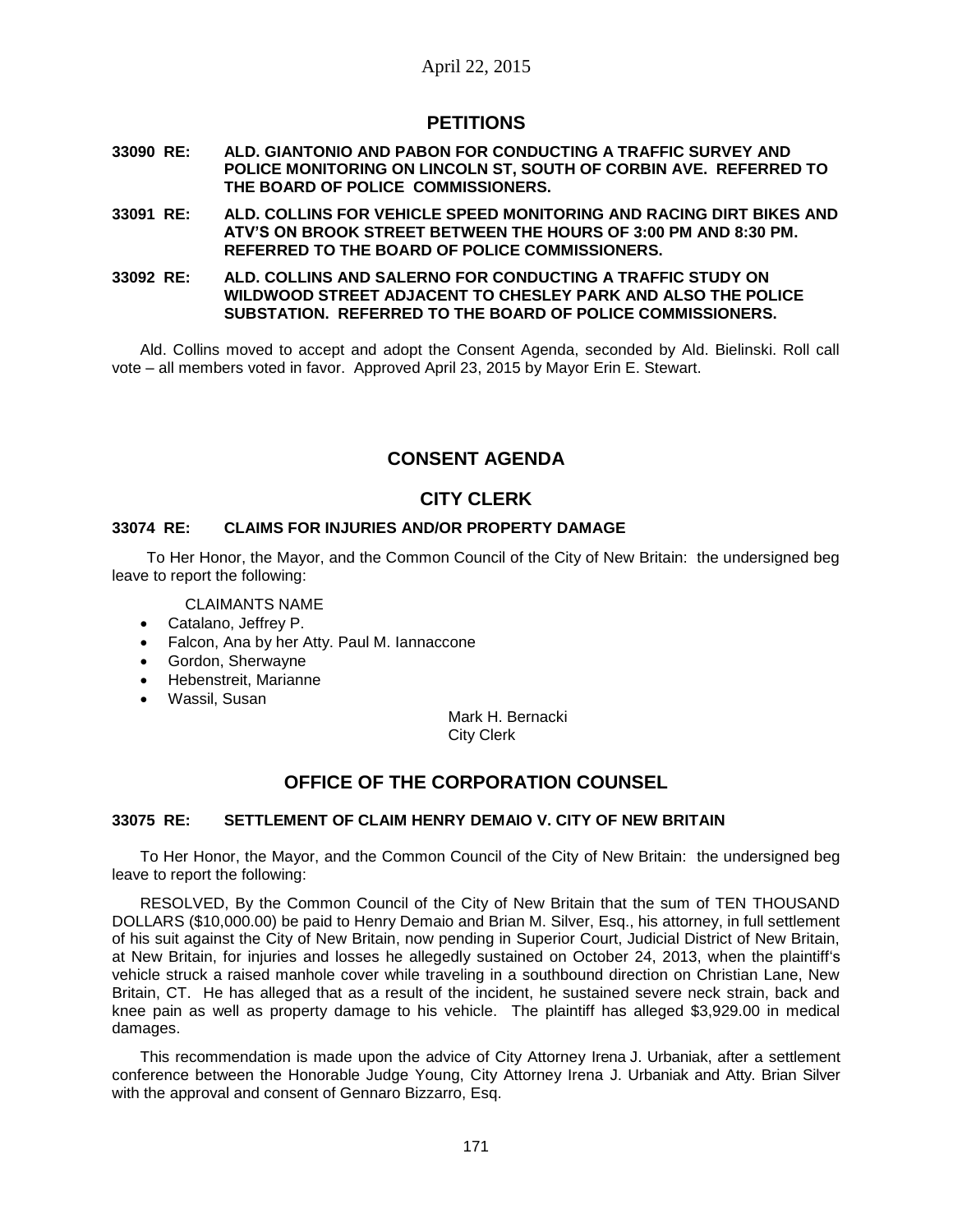## PETITIONS

**33090 RE: ALD. GIANTONIO AND PABON FOR CONDUCTING A TRAFFIC SURVEY AND POLICE MONITORING ON LINCOLN ST, SOUTH OF CORBIN AVE. REFERRED TO THE BOARD OF POLICE COMMISSIONERS.**

**33091 RE: ALD. COLLINS FOR VEHICLE SPEED MONITORING AND RACING DIRT BIKES AND ATV'S ON BROOK STREET BETWEEN THE HOURS OF 3:00 PM AND 8:30 PM. REFERRED TO THE BOARD OF POLICE COMMISSIONERS.**

**33092 RE: ALD. COLLINS AND SALERNO FOR CONDUCTING A TRAFFIC STUDY ON WILDWOOD STREET ADJACENT TO CHESLEY PARK AND ALSO THE POLICE SUBSTATION. REFERRED TO THE BOARD OF POLICE COMMISSIONERS.**

Ald. Collins moved to accept and adopt the Consent Agenda, seconded by Ald. Bielinski. Roll call vote – all members voted in favor. Approved April 23, 2015 by Mayor Erin E. Stewart.

## CONSENT AGENDA

## CITY CLERK

**33074 RE: CLAIMS FOR INJURIES AND/OR PROPERTY DAMAGE**

To Her Honor, the Mayor, and the Common Council of the City of New Britain: the undersigned beg leave to report the following:

CLAIMANTS NAME

- Catalano, Jeffrey P.
- Falcon, Ana by her Atty. Paul M. Iannaccone
- Gordon, Sherwayne
- Hebenstreit, Marianne
- Wassil, Susan

Mark H. Bernacki
City Clerk

## OFFICE OF THE CORPORATION COUNSEL

**33075 RE: SETTLEMENT OF CLAIM HENRY DEMAIO V. CITY OF NEW BRITAIN**

To Her Honor, the Mayor, and the Common Council of the City of New Britain: the undersigned beg leave to report the following:

RESOLVED, By the Common Council of the City of New Britain that the sum of TEN THOUSAND DOLLARS ($10,000.00) be paid to Henry Demaio and Brian M. Silver, Esq., his attorney, in full settlement of his suit against the City of New Britain, now pending in Superior Court, Judicial District of New Britain, at New Britain, for injuries and losses he allegedly sustained on October 24, 2013, when the plaintiff's vehicle struck a raised manhole cover while traveling in a southbound direction on Christian Lane, New Britain, CT. He has alleged that as a result of the incident, he sustained severe neck strain, back and knee pain as well as property damage to his vehicle. The plaintiff has alleged $3,929.00 in medical damages.

This recommendation is made upon the advice of City Attorney Irena J. Urbaniak, after a settlement conference between the Honorable Judge Young, City Attorney Irena J. Urbaniak and Atty. Brian Silver with the approval and consent of Gennaro Bizzarro, Esq.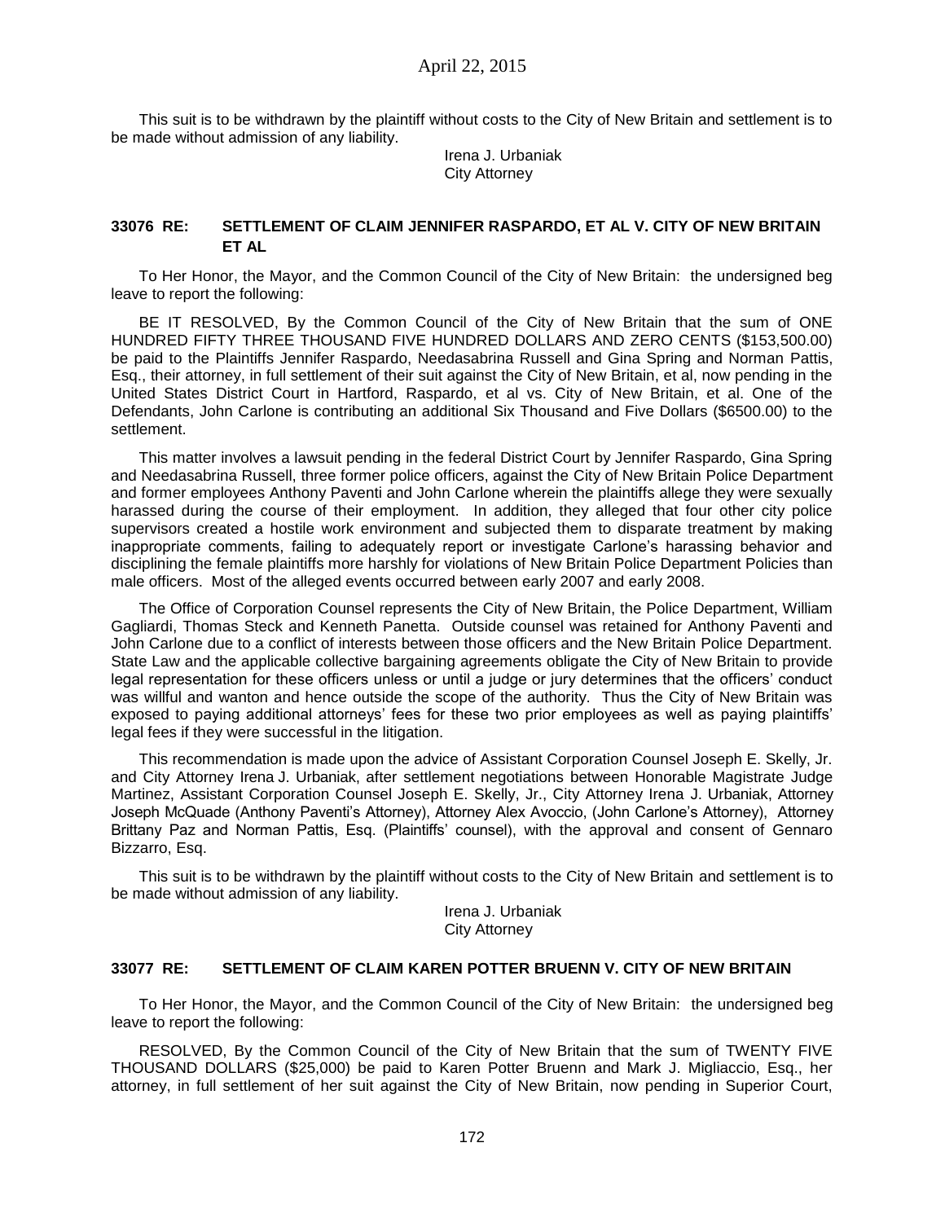This suit is to be withdrawn by the plaintiff without costs to the City of New Britain and settlement is to be made without admission of any liability.

Irena J. Urbaniak
City Attorney

### 33076 RE: SETTLEMENT OF CLAIM JENNIFER RASPARDO, ET AL V. CITY OF NEW BRITAIN ET AL

To Her Honor, the Mayor, and the Common Council of the City of New Britain: the undersigned beg leave to report the following:

BE IT RESOLVED, By the Common Council of the City of New Britain that the sum of ONE HUNDRED FIFTY THREE THOUSAND FIVE HUNDRED DOLLARS AND ZERO CENTS ($153,500.00) be paid to the Plaintiffs Jennifer Raspardo, Needasabrina Russell and Gina Spring and Norman Pattis, Esq., their attorney, in full settlement of their suit against the City of New Britain, et al, now pending in the United States District Court in Hartford, Raspardo, et al vs. City of New Britain, et al. One of the Defendants, John Carlone is contributing an additional Six Thousand and Five Dollars ($6500.00) to the settlement.

This matter involves a lawsuit pending in the federal District Court by Jennifer Raspardo, Gina Spring and Needasabrina Russell, three former police officers, against the City of New Britain Police Department and former employees Anthony Paventi and John Carlone wherein the plaintiffs allege they were sexually harassed during the course of their employment. In addition, they alleged that four other city police supervisors created a hostile work environment and subjected them to disparate treatment by making inappropriate comments, failing to adequately report or investigate Carlone's harassing behavior and disciplining the female plaintiffs more harshly for violations of New Britain Police Department Policies than male officers. Most of the alleged events occurred between early 2007 and early 2008.

The Office of Corporation Counsel represents the City of New Britain, the Police Department, William Gagliardi, Thomas Steck and Kenneth Panetta. Outside counsel was retained for Anthony Paventi and John Carlone due to a conflict of interests between those officers and the New Britain Police Department. State Law and the applicable collective bargaining agreements obligate the City of New Britain to provide legal representation for these officers unless or until a judge or jury determines that the officers' conduct was willful and wanton and hence outside the scope of the authority. Thus the City of New Britain was exposed to paying additional attorneys' fees for these two prior employees as well as paying plaintiffs' legal fees if they were successful in the litigation.

This recommendation is made upon the advice of Assistant Corporation Counsel Joseph E. Skelly, Jr. and City Attorney Irena J. Urbaniak, after settlement negotiations between Honorable Magistrate Judge Martinez, Assistant Corporation Counsel Joseph E. Skelly, Jr., City Attorney Irena J. Urbaniak, Attorney Joseph McQuade (Anthony Paventi's Attorney), Attorney Alex Avoccio, (John Carlone's Attorney), Attorney Brittany Paz and Norman Pattis, Esq. (Plaintiffs' counsel), with the approval and consent of Gennaro Bizzarro, Esq.

This suit is to be withdrawn by the plaintiff without costs to the City of New Britain and settlement is to be made without admission of any liability.

Irena J. Urbaniak
City Attorney

### 33077 RE: SETTLEMENT OF CLAIM KAREN POTTER BRUENN V. CITY OF NEW BRITAIN

To Her Honor, the Mayor, and the Common Council of the City of New Britain: the undersigned beg leave to report the following:

RESOLVED, By the Common Council of the City of New Britain that the sum of TWENTY FIVE THOUSAND DOLLARS ($25,000) be paid to Karen Potter Bruenn and Mark J. Migliaccio, Esq., her attorney, in full settlement of her suit against the City of New Britain, now pending in Superior Court,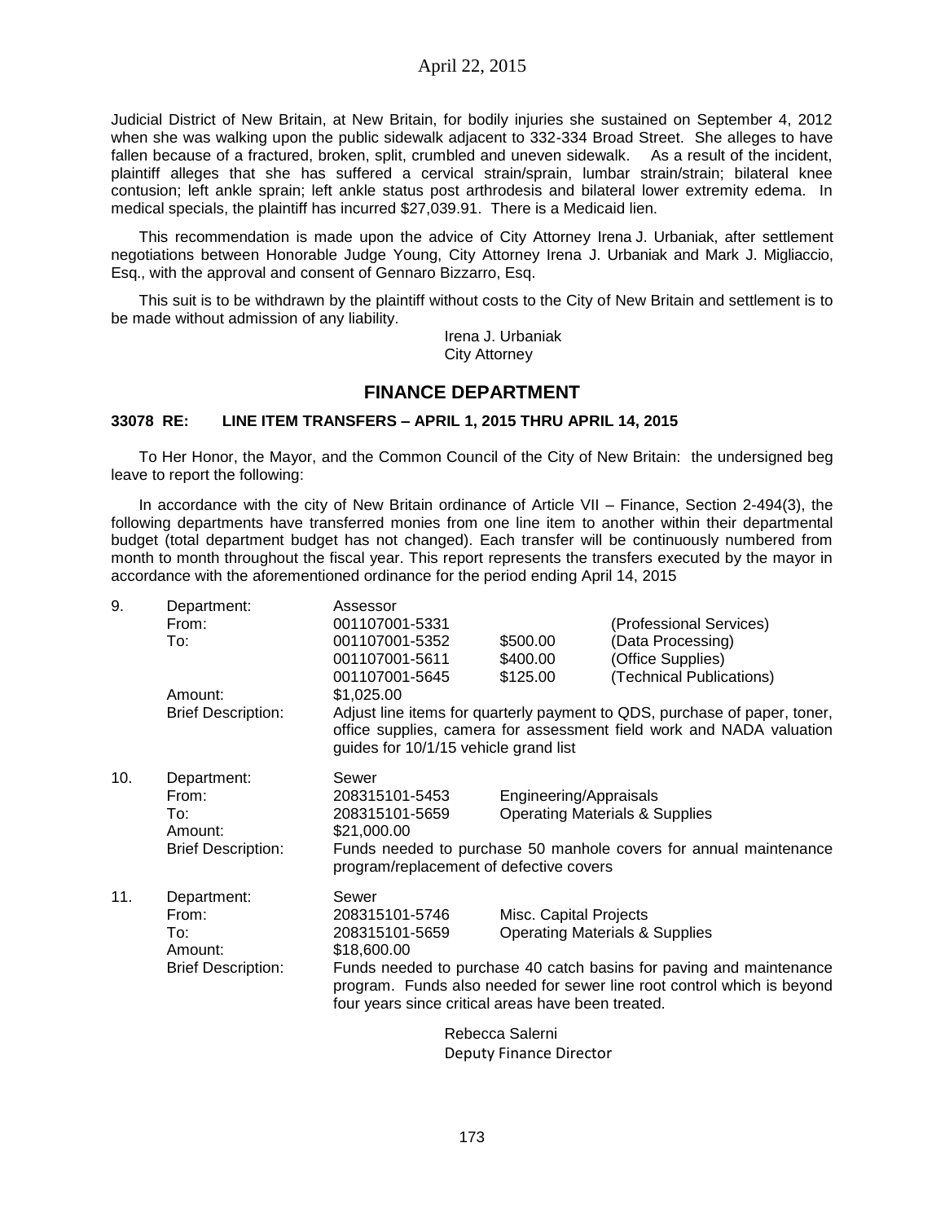Judicial District of New Britain, at New Britain, for bodily injuries she sustained on September 4, 2012 when she was walking upon the public sidewalk adjacent to 332-334 Broad Street. She alleges to have fallen because of a fractured, broken, split, crumbled and uneven sidewalk. As a result of the incident, plaintiff alleges that she has suffered a cervical strain/sprain, lumbar strain/strain; bilateral knee contusion; left ankle sprain; left ankle status post arthrodesis and bilateral lower extremity edema. In medical specials, the plaintiff has incurred $27,039.91. There is a Medicaid lien.

This recommendation is made upon the advice of City Attorney Irena J. Urbaniak, after settlement negotiations between Honorable Judge Young, City Attorney Irena J. Urbaniak and Mark J. Migliaccio, Esq., with the approval and consent of Gennaro Bizzarro, Esq.

This suit is to be withdrawn by the plaintiff without costs to the City of New Britain and settlement is to be made without admission of any liability.

Irena J. Urbaniak
City Attorney

## FINANCE DEPARTMENT

**33078 RE: LINE ITEM TRANSFERS – APRIL 1, 2015 THRU APRIL 14, 2015**

To Her Honor, the Mayor, and the Common Council of the City of New Britain: the undersigned beg leave to report the following:

In accordance with the city of New Britain ordinance of Article VII – Finance, Section 2-494(3), the following departments have transferred monies from one line item to another within their departmental budget (total department budget has not changed). Each transfer will be continuously numbered from month to month throughout the fiscal year. This report represents the transfers executed by the mayor in accordance with the aforementioned ordinance for the period ending April 14, 2015

9. Department: Assessor
   From: 001107001-5331 (Professional Services)
   To: 001107001-5352 $500.00 (Data Processing)
   001107001-5611 $400.00 (Office Supplies)
   001107001-5645 $125.00 (Technical Publications)
   Amount: $1,025.00
   Brief Description: Adjust line items for quarterly payment to QDS, purchase of paper, toner, office supplies, camera for assessment field work and NADA valuation guides for 10/1/15 vehicle grand list

10. Department: Sewer
    From: 208315101-5453 Engineering/Appraisals
    To: 208315101-5659 Operating Materials & Supplies
    Amount: $21,000.00
    Brief Description: Funds needed to purchase 50 manhole covers for annual maintenance program/replacement of defective covers

11. Department: Sewer
    From: 208315101-5746 Misc. Capital Projects
    To: 208315101-5659 Operating Materials & Supplies
    Amount: $18,600.00
    Brief Description: Funds needed to purchase 40 catch basins for paving and maintenance program. Funds also needed for sewer line root control which is beyond four years since critical areas have been treated.

Rebecca Salerni
Deputy Finance Director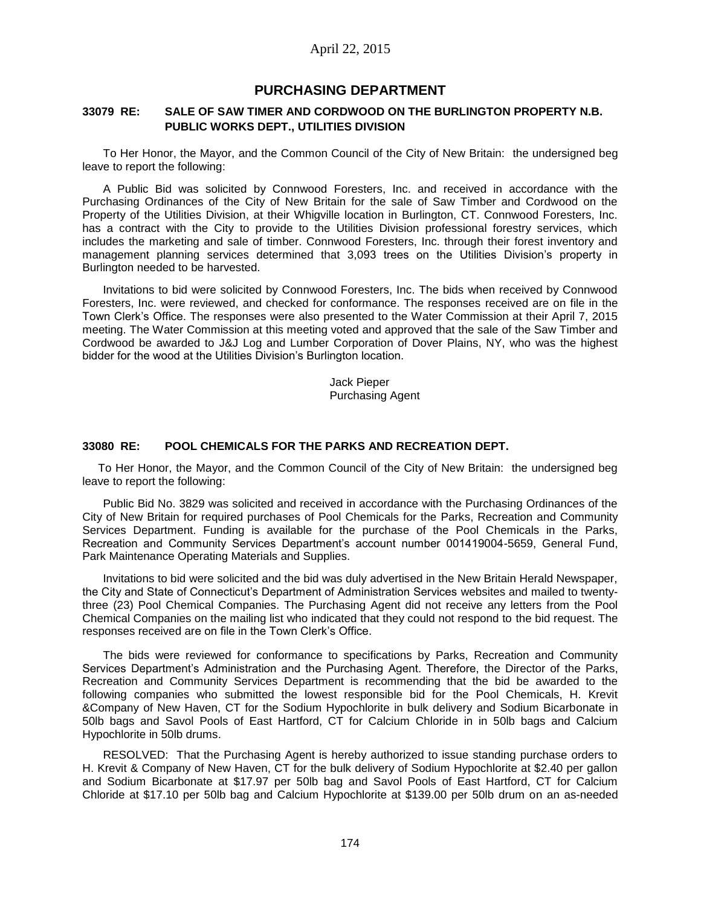April 22, 2015

## PURCHASING DEPARTMENT

### 33079 RE: SALE OF SAW TIMER AND CORDWOOD ON THE BURLINGTON PROPERTY N.B. PUBLIC WORKS DEPT., UTILITIES DIVISION

To Her Honor, the Mayor, and the Common Council of the City of New Britain: the undersigned beg leave to report the following:

A Public Bid was solicited by Connwood Foresters, Inc. and received in accordance with the Purchasing Ordinances of the City of New Britain for the sale of Saw Timber and Cordwood on the Property of the Utilities Division, at their Whigville location in Burlington, CT. Connwood Foresters, Inc. has a contract with the City to provide to the Utilities Division professional forestry services, which includes the marketing and sale of timber. Connwood Foresters, Inc. through their forest inventory and management planning services determined that 3,093 trees on the Utilities Division's property in Burlington needed to be harvested.

Invitations to bid were solicited by Connwood Foresters, Inc. The bids when received by Connwood Foresters, Inc. were reviewed, and checked for conformance. The responses received are on file in the Town Clerk's Office. The responses were also presented to the Water Commission at their April 7, 2015 meeting. The Water Commission at this meeting voted and approved that the sale of the Saw Timber and Cordwood be awarded to J&J Log and Lumber Corporation of Dover Plains, NY, who was the highest bidder for the wood at the Utilities Division's Burlington location.

Jack Pieper
Purchasing Agent

### 33080 RE: POOL CHEMICALS FOR THE PARKS AND RECREATION DEPT.

To Her Honor, the Mayor, and the Common Council of the City of New Britain: the undersigned beg leave to report the following:

Public Bid No. 3829 was solicited and received in accordance with the Purchasing Ordinances of the City of New Britain for required purchases of Pool Chemicals for the Parks, Recreation and Community Services Department. Funding is available for the purchase of the Pool Chemicals in the Parks, Recreation and Community Services Department's account number 001419004-5659, General Fund, Park Maintenance Operating Materials and Supplies.

Invitations to bid were solicited and the bid was duly advertised in the New Britain Herald Newspaper, the City and State of Connecticut's Department of Administration Services websites and mailed to twenty-three (23) Pool Chemical Companies. The Purchasing Agent did not receive any letters from the Pool Chemical Companies on the mailing list who indicated that they could not respond to the bid request. The responses received are on file in the Town Clerk's Office.

The bids were reviewed for conformance to specifications by Parks, Recreation and Community Services Department's Administration and the Purchasing Agent. Therefore, the Director of the Parks, Recreation and Community Services Department is recommending that the bid be awarded to the following companies who submitted the lowest responsible bid for the Pool Chemicals, H. Krevit &Company of New Haven, CT for the Sodium Hypochlorite in bulk delivery and Sodium Bicarbonate in 50lb bags and Savol Pools of East Hartford, CT for Calcium Chloride in in 50lb bags and Calcium Hypochlorite in 50lb drums.

RESOLVED: That the Purchasing Agent is hereby authorized to issue standing purchase orders to H. Krevit & Company of New Haven, CT for the bulk delivery of Sodium Hypochlorite at $2.40 per gallon and Sodium Bicarbonate at $17.97 per 50lb bag and Savol Pools of East Hartford, CT for Calcium Chloride at $17.10 per 50lb bag and Calcium Hypochlorite at $139.00 per 50lb drum on an as-needed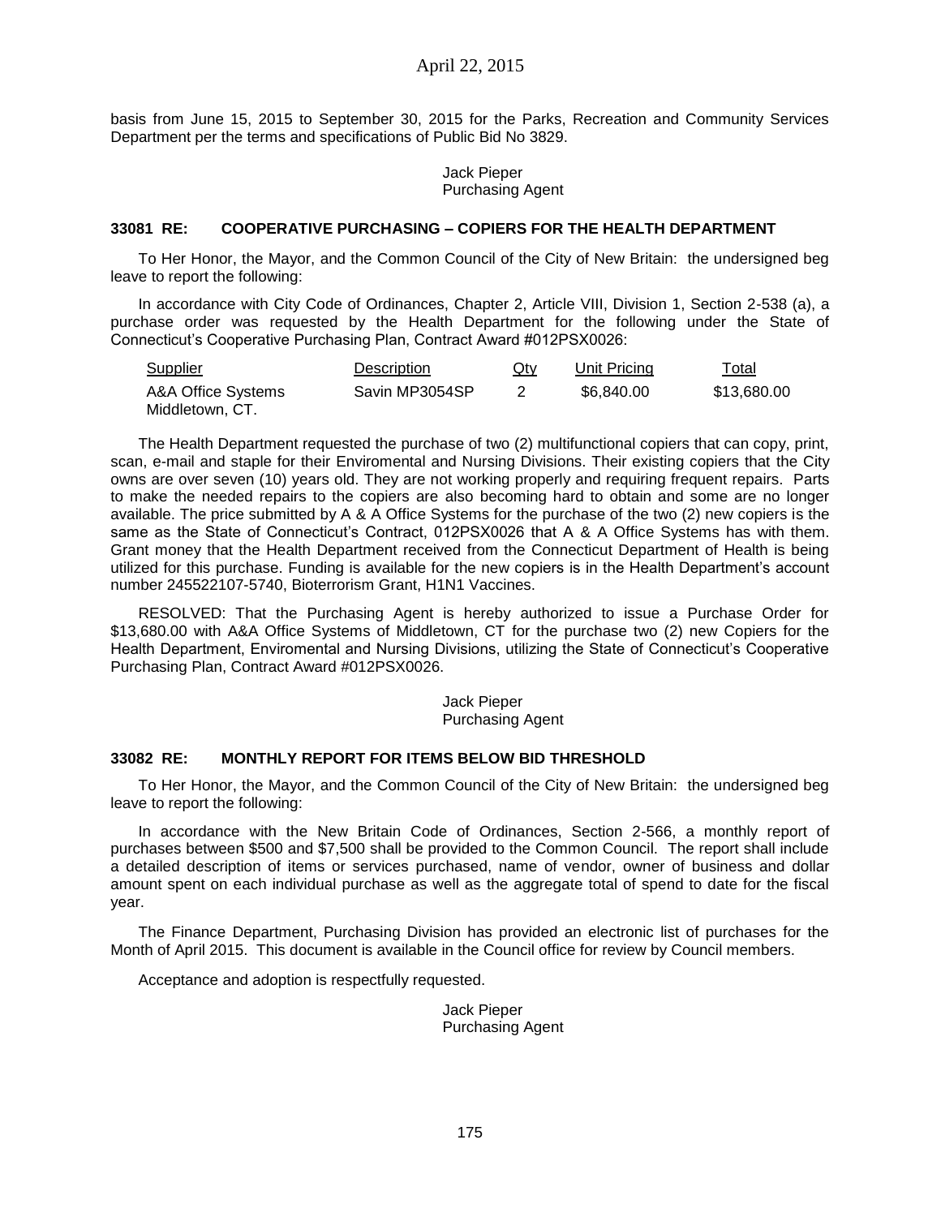basis from June 15, 2015 to September 30, 2015 for the Parks, Recreation and Community Services Department per the terms and specifications of Public Bid No 3829.

Jack Pieper
Purchasing Agent

### 33081 RE: COOPERATIVE PURCHASING – COPIERS FOR THE HEALTH DEPARTMENT

To Her Honor, the Mayor, and the Common Council of the City of New Britain: the undersigned beg leave to report the following:

In accordance with City Code of Ordinances, Chapter 2, Article VIII, Division 1, Section 2-538 (a), a purchase order was requested by the Health Department for the following under the State of Connecticut's Cooperative Purchasing Plan, Contract Award #012PSX0026:

| Supplier | Description | Qty | Unit Pricing | Total |
|---|---|---|---|---|
| A&A Office Systems Middletown, CT. | Savin MP3054SP | 2 | \$6,840.00 | \$13,680.00 |

The Health Department requested the purchase of two (2) multifunctional copiers that can copy, print, scan, e-mail and staple for their Enviromental and Nursing Divisions. Their existing copiers that the City owns are over seven (10) years old. They are not working properly and requiring frequent repairs. Parts to make the needed repairs to the copiers are also becoming hard to obtain and some are no longer available. The price submitted by A & A Office Systems for the purchase of the two (2) new copiers is the same as the State of Connecticut's Contract, 012PSX0026 that A & A Office Systems has with them. Grant money that the Health Department received from the Connecticut Department of Health is being utilized for this purchase. Funding is available for the new copiers is in the Health Department's account number 245522107-5740, Bioterrorism Grant, H1N1 Vaccines.

RESOLVED: That the Purchasing Agent is hereby authorized to issue a Purchase Order for \$13,680.00 with A&A Office Systems of Middletown, CT for the purchase two (2) new Copiers for the Health Department, Enviromental and Nursing Divisions, utilizing the State of Connecticut's Cooperative Purchasing Plan, Contract Award #012PSX0026.

Jack Pieper
Purchasing Agent

### 33082 RE: MONTHLY REPORT FOR ITEMS BELOW BID THRESHOLD

To Her Honor, the Mayor, and the Common Council of the City of New Britain: the undersigned beg leave to report the following:

In accordance with the New Britain Code of Ordinances, Section 2-566, a monthly report of purchases between \$500 and \$7,500 shall be provided to the Common Council. The report shall include a detailed description of items or services purchased, name of vendor, owner of business and dollar amount spent on each individual purchase as well as the aggregate total of spend to date for the fiscal year.

The Finance Department, Purchasing Division has provided an electronic list of purchases for the Month of April 2015. This document is available in the Council office for review by Council members.

Acceptance and adoption is respectfully requested.

Jack Pieper
Purchasing Agent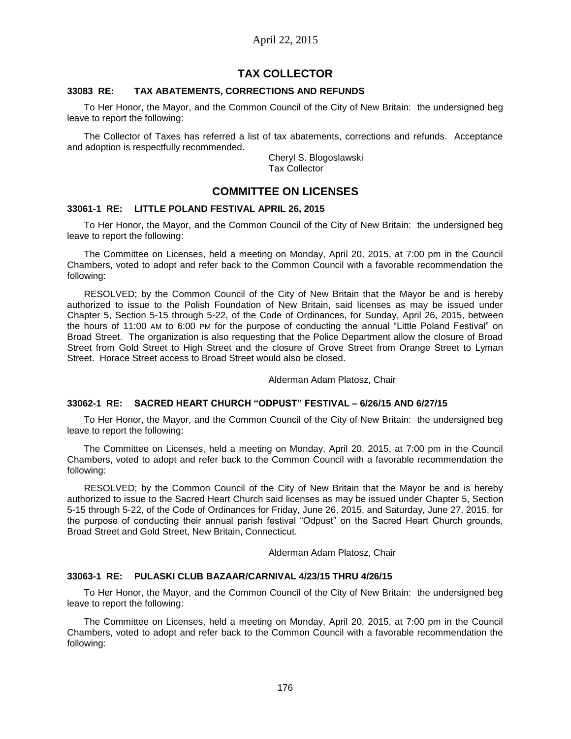## TAX COLLECTOR

### 33083 RE: TAX ABATEMENTS, CORRECTIONS AND REFUNDS

To Her Honor, the Mayor, and the Common Council of the City of New Britain: the undersigned beg leave to report the following:

The Collector of Taxes has referred a list of tax abatements, corrections and refunds. Acceptance and adoption is respectfully recommended.

Cheryl S. Blogoslawski
Tax Collector

## COMMITTEE ON LICENSES

### 33061-1 RE: LITTLE POLAND FESTIVAL APRIL 26, 2015

To Her Honor, the Mayor, and the Common Council of the City of New Britain: the undersigned beg leave to report the following:

The Committee on Licenses, held a meeting on Monday, April 20, 2015, at 7:00 pm in the Council Chambers, voted to adopt and refer back to the Common Council with a favorable recommendation the following:

RESOLVED; by the Common Council of the City of New Britain that the Mayor be and is hereby authorized to issue to the Polish Foundation of New Britain, said licenses as may be issued under Chapter 5, Section 5-15 through 5-22, of the Code of Ordinances, for Sunday, April 26, 2015, between the hours of 11:00 AM to 6:00 PM for the purpose of conducting the annual "Little Poland Festival" on Broad Street. The organization is also requesting that the Police Department allow the closure of Broad Street from Gold Street to High Street and the closure of Grove Street from Orange Street to Lyman Street. Horace Street access to Broad Street would also be closed.

Alderman Adam Platosz, Chair

### 33062-1 RE: SACRED HEART CHURCH "ODPUST" FESTIVAL – 6/26/15 AND 6/27/15

To Her Honor, the Mayor, and the Common Council of the City of New Britain: the undersigned beg leave to report the following:

The Committee on Licenses, held a meeting on Monday, April 20, 2015, at 7:00 pm in the Council Chambers, voted to adopt and refer back to the Common Council with a favorable recommendation the following:

RESOLVED; by the Common Council of the City of New Britain that the Mayor be and is hereby authorized to issue to the Sacred Heart Church said licenses as may be issued under Chapter 5, Section 5-15 through 5-22, of the Code of Ordinances for Friday, June 26, 2015, and Saturday, June 27, 2015, for the purpose of conducting their annual parish festival "Odpust" on the Sacred Heart Church grounds, Broad Street and Gold Street, New Britain, Connecticut.

Alderman Adam Platosz, Chair

### 33063-1 RE: PULASKI CLUB BAZAAR/CARNIVAL 4/23/15 THRU 4/26/15

To Her Honor, the Mayor, and the Common Council of the City of New Britain: the undersigned beg leave to report the following:

The Committee on Licenses, held a meeting on Monday, April 20, 2015, at 7:00 pm in the Council Chambers, voted to adopt and refer back to the Common Council with a favorable recommendation the following: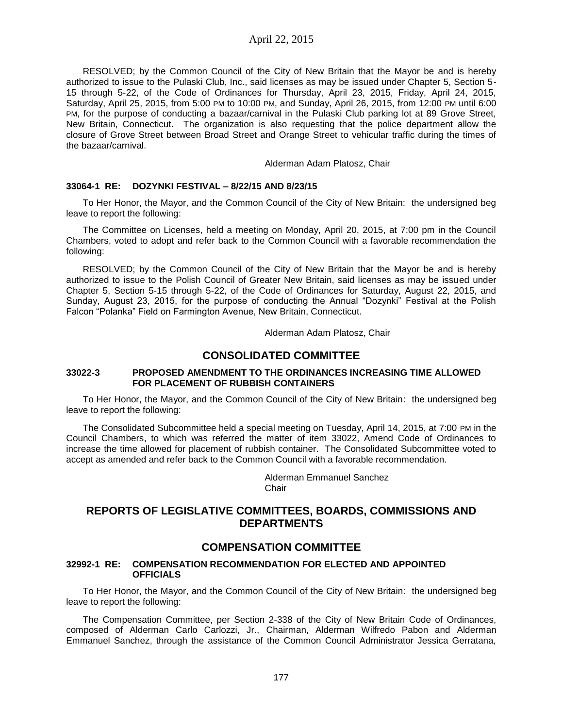RESOLVED; by the Common Council of the City of New Britain that the Mayor be and is hereby authorized to issue to the Pulaski Club, Inc., said licenses as may be issued under Chapter 5, Section 5-15 through 5-22, of the Code of Ordinances for Thursday, April 23, 2015, Friday, April 24, 2015, Saturday, April 25, 2015, from 5:00 PM to 10:00 PM, and Sunday, April 26, 2015, from 12:00 PM until 6:00 PM, for the purpose of conducting a bazaar/carnival in the Pulaski Club parking lot at 89 Grove Street, New Britain, Connecticut. The organization is also requesting that the police department allow the closure of Grove Street between Broad Street and Orange Street to vehicular traffic during the times of the bazaar/carnival.

Alderman Adam Platosz, Chair

#### 33064-1 RE: DOZYNKI FESTIVAL – 8/22/15 AND 8/23/15

To Her Honor, the Mayor, and the Common Council of the City of New Britain: the undersigned beg leave to report the following:

The Committee on Licenses, held a meeting on Monday, April 20, 2015, at 7:00 pm in the Council Chambers, voted to adopt and refer back to the Common Council with a favorable recommendation the following:

RESOLVED; by the Common Council of the City of New Britain that the Mayor be and is hereby authorized to issue to the Polish Council of Greater New Britain, said licenses as may be issued under Chapter 5, Section 5-15 through 5-22, of the Code of Ordinances for Saturday, August 22, 2015, and Sunday, August 23, 2015, for the purpose of conducting the Annual "Dozynki" Festival at the Polish Falcon "Polanka" Field on Farmington Avenue, New Britain, Connecticut.

Alderman Adam Platosz, Chair

## CONSOLIDATED COMMITTEE

#### 33022-3 PROPOSED AMENDMENT TO THE ORDINANCES INCREASING TIME ALLOWED FOR PLACEMENT OF RUBBISH CONTAINERS

To Her Honor, the Mayor, and the Common Council of the City of New Britain: the undersigned beg leave to report the following:

The Consolidated Subcommittee held a special meeting on Tuesday, April 14, 2015, at 7:00 PM in the Council Chambers, to which was referred the matter of item 33022, Amend Code of Ordinances to increase the time allowed for placement of rubbish container. The Consolidated Subcommittee voted to accept as amended and refer back to the Common Council with a favorable recommendation.

Alderman Emmanuel Sanchez
Chair

## REPORTS OF LEGISLATIVE COMMITTEES, BOARDS, COMMISSIONS AND DEPARTMENTS

## COMPENSATION COMMITTEE

#### 32992-1 RE: COMPENSATION RECOMMENDATION FOR ELECTED AND APPOINTED OFFICIALS

To Her Honor, the Mayor, and the Common Council of the City of New Britain: the undersigned beg leave to report the following:

The Compensation Committee, per Section 2-338 of the City of New Britain Code of Ordinances, composed of Alderman Carlo Carlozzi, Jr., Chairman, Alderman Wilfredo Pabon and Alderman Emmanuel Sanchez, through the assistance of the Common Council Administrator Jessica Gerratana,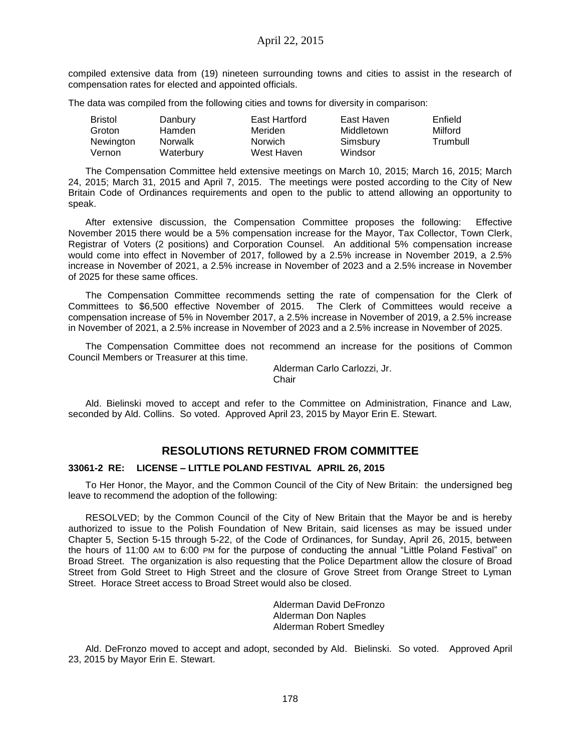compiled extensive data from (19) nineteen surrounding towns and cities to assist in the research of compensation rates for elected and appointed officials.

The data was compiled from the following cities and towns for diversity in comparison:

| | | | | |
|---|---|---|---|---|
| Bristol | Danbury | East Hartford | East Haven | Enfield |
| Groton | Hamden | Meriden | Middletown | Milford |
| Newington | Norwalk | Norwich | Simsbury | Trumbull |
| Vernon | Waterbury | West Haven | Windsor | |

The Compensation Committee held extensive meetings on March 10, 2015; March 16, 2015; March 24, 2015; March 31, 2015 and April 7, 2015. The meetings were posted according to the City of New Britain Code of Ordinances requirements and open to the public to attend allowing an opportunity to speak.

After extensive discussion, the Compensation Committee proposes the following: Effective November 2015 there would be a 5% compensation increase for the Mayor, Tax Collector, Town Clerk, Registrar of Voters (2 positions) and Corporation Counsel. An additional 5% compensation increase would come into effect in November of 2017, followed by a 2.5% increase in November 2019, a 2.5% increase in November of 2021, a 2.5% increase in November of 2023 and a 2.5% increase in November of 2025 for these same offices.

The Compensation Committee recommends setting the rate of compensation for the Clerk of Committees to $6,500 effective November of 2015. The Clerk of Committees would receive a compensation increase of 5% in November 2017, a 2.5% increase in November of 2019, a 2.5% increase in November of 2021, a 2.5% increase in November of 2023 and a 2.5% increase in November of 2025.

The Compensation Committee does not recommend an increase for the positions of Common Council Members or Treasurer at this time.

Alderman Carlo Carlozzi, Jr.
Chair

Ald. Bielinski moved to accept and refer to the Committee on Administration, Finance and Law, seconded by Ald. Collins. So voted. Approved April 23, 2015 by Mayor Erin E. Stewart.

## RESOLUTIONS RETURNED FROM COMMITTEE

### 33061-2 RE: LICENSE – LITTLE POLAND FESTIVAL APRIL 26, 2015

To Her Honor, the Mayor, and the Common Council of the City of New Britain: the undersigned beg leave to recommend the adoption of the following:

RESOLVED; by the Common Council of the City of New Britain that the Mayor be and is hereby authorized to issue to the Polish Foundation of New Britain, said licenses as may be issued under Chapter 5, Section 5-15 through 5-22, of the Code of Ordinances, for Sunday, April 26, 2015, between the hours of 11:00 AM to 6:00 PM for the purpose of conducting the annual "Little Poland Festival" on Broad Street. The organization is also requesting that the Police Department allow the closure of Broad Street from Gold Street to High Street and the closure of Grove Street from Orange Street to Lyman Street. Horace Street access to Broad Street would also be closed.

Alderman David DeFronzo
Alderman Don Naples
Alderman Robert Smedley

Ald. DeFronzo moved to accept and adopt, seconded by Ald. Bielinski. So voted. Approved April 23, 2015 by Mayor Erin E. Stewart.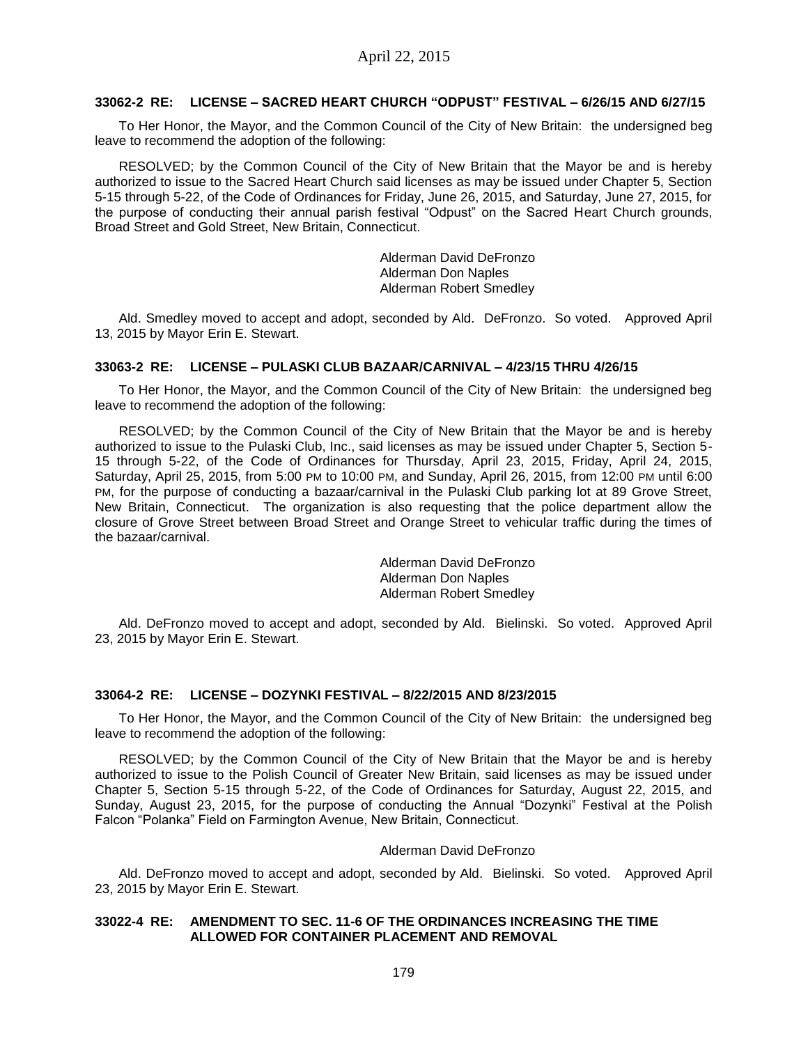### 33062-2 RE: LICENSE – SACRED HEART CHURCH "ODPUST" FESTIVAL – 6/26/15 AND 6/27/15

To Her Honor, the Mayor, and the Common Council of the City of New Britain: the undersigned beg leave to recommend the adoption of the following:

RESOLVED; by the Common Council of the City of New Britain that the Mayor be and is hereby authorized to issue to the Sacred Heart Church said licenses as may be issued under Chapter 5, Section 5-15 through 5-22, of the Code of Ordinances for Friday, June 26, 2015, and Saturday, June 27, 2015, for the purpose of conducting their annual parish festival "Odpust" on the Sacred Heart Church grounds, Broad Street and Gold Street, New Britain, Connecticut.

Alderman David DeFronzo
Alderman Don Naples
Alderman Robert Smedley

Ald. Smedley moved to accept and adopt, seconded by Ald. DeFronzo. So voted. Approved April 13, 2015 by Mayor Erin E. Stewart.

### 33063-2 RE: LICENSE – PULASKI CLUB BAZAAR/CARNIVAL – 4/23/15 THRU 4/26/15

To Her Honor, the Mayor, and the Common Council of the City of New Britain: the undersigned beg leave to recommend the adoption of the following:

RESOLVED; by the Common Council of the City of New Britain that the Mayor be and is hereby authorized to issue to the Pulaski Club, Inc., said licenses as may be issued under Chapter 5, Section 5-15 through 5-22, of the Code of Ordinances for Thursday, April 23, 2015, Friday, April 24, 2015, Saturday, April 25, 2015, from 5:00 PM to 10:00 PM, and Sunday, April 26, 2015, from 12:00 PM until 6:00 PM, for the purpose of conducting a bazaar/carnival in the Pulaski Club parking lot at 89 Grove Street, New Britain, Connecticut. The organization is also requesting that the police department allow the closure of Grove Street between Broad Street and Orange Street to vehicular traffic during the times of the bazaar/carnival.

Alderman David DeFronzo
Alderman Don Naples
Alderman Robert Smedley

Ald. DeFronzo moved to accept and adopt, seconded by Ald. Bielinski. So voted. Approved April 23, 2015 by Mayor Erin E. Stewart.

### 33064-2 RE: LICENSE – DOZYNKI FESTIVAL – 8/22/2015 AND 8/23/2015

To Her Honor, the Mayor, and the Common Council of the City of New Britain: the undersigned beg leave to recommend the adoption of the following:

RESOLVED; by the Common Council of the City of New Britain that the Mayor be and is hereby authorized to issue to the Polish Council of Greater New Britain, said licenses as may be issued under Chapter 5, Section 5-15 through 5-22, of the Code of Ordinances for Saturday, August 22, 2015, and Sunday, August 23, 2015, for the purpose of conducting the Annual "Dozynki" Festival at the Polish Falcon "Polanka" Field on Farmington Avenue, New Britain, Connecticut.

Alderman David DeFronzo

Ald. DeFronzo moved to accept and adopt, seconded by Ald. Bielinski. So voted. Approved April 23, 2015 by Mayor Erin E. Stewart.

### 33022-4 RE: AMENDMENT TO SEC. 11-6 OF THE ORDINANCES INCREASING THE TIME ALLOWED FOR CONTAINER PLACEMENT AND REMOVAL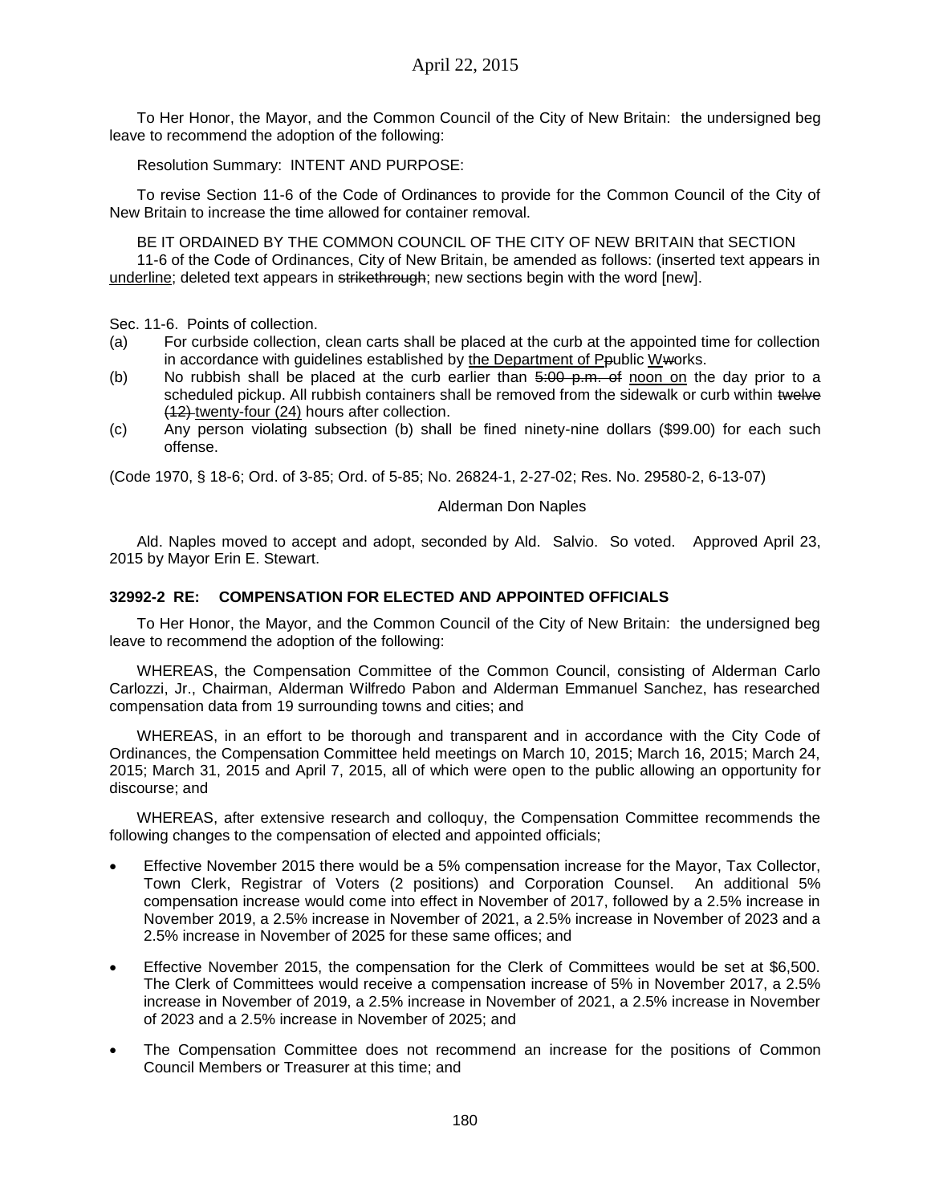To Her Honor, the Mayor, and the Common Council of the City of New Britain: the undersigned beg leave to recommend the adoption of the following:

Resolution Summary: INTENT AND PURPOSE:

To revise Section 11-6 of the Code of Ordinances to provide for the Common Council of the City of New Britain to increase the time allowed for container removal.

BE IT ORDAINED BY THE COMMON COUNCIL OF THE CITY OF NEW BRITAIN that SECTION 11-6 of the Code of Ordinances, City of New Britain, be amended as follows: (inserted text appears in <u>underline</u>; deleted text appears in ~~strikethrough~~; new sections begin with the word [new].

Sec. 11-6. Points of collection.

(a) For curbside collection, clean carts shall be placed at the curb at the appointed time for collection in accordance with guidelines established by <u>the Department of P</u>~~p~~ublic <u>W</u>~~w~~orks.

(b) No rubbish shall be placed at the curb earlier than ~~5:00 p.m. of~~ <u>noon on</u> the day prior to a scheduled pickup. All rubbish containers shall be removed from the sidewalk or curb within ~~twelve (12)~~ <u>twenty-four (24)</u> hours after collection.

(c) Any person violating subsection (b) shall be fined ninety-nine dollars ($99.00) for each such offense.

(Code 1970, § 18-6; Ord. of 3-85; Ord. of 5-85; No. 26824-1, 2-27-02; Res. No. 29580-2, 6-13-07)

Alderman Don Naples

Ald. Naples moved to accept and adopt, seconded by Ald. Salvio. So voted. Approved April 23, 2015 by Mayor Erin E. Stewart.

**32992-2 RE: COMPENSATION FOR ELECTED AND APPOINTED OFFICIALS**

To Her Honor, the Mayor, and the Common Council of the City of New Britain: the undersigned beg leave to recommend the adoption of the following:

WHEREAS, the Compensation Committee of the Common Council, consisting of Alderman Carlo Carlozzi, Jr., Chairman, Alderman Wilfredo Pabon and Alderman Emmanuel Sanchez, has researched compensation data from 19 surrounding towns and cities; and

WHEREAS, in an effort to be thorough and transparent and in accordance with the City Code of Ordinances, the Compensation Committee held meetings on March 10, 2015; March 16, 2015; March 24, 2015; March 31, 2015 and April 7, 2015, all of which were open to the public allowing an opportunity for discourse; and

WHEREAS, after extensive research and colloquy, the Compensation Committee recommends the following changes to the compensation of elected and appointed officials;

- Effective November 2015 there would be a 5% compensation increase for the Mayor, Tax Collector, Town Clerk, Registrar of Voters (2 positions) and Corporation Counsel. An additional 5% compensation increase would come into effect in November of 2017, followed by a 2.5% increase in November 2019, a 2.5% increase in November of 2021, a 2.5% increase in November of 2023 and a 2.5% increase in November of 2025 for these same offices; and

- Effective November 2015, the compensation for the Clerk of Committees would be set at $6,500. The Clerk of Committees would receive a compensation increase of 5% in November 2017, a 2.5% increase in November of 2019, a 2.5% increase in November of 2021, a 2.5% increase in November of 2023 and a 2.5% increase in November of 2025; and

- The Compensation Committee does not recommend an increase for the positions of Common Council Members or Treasurer at this time; and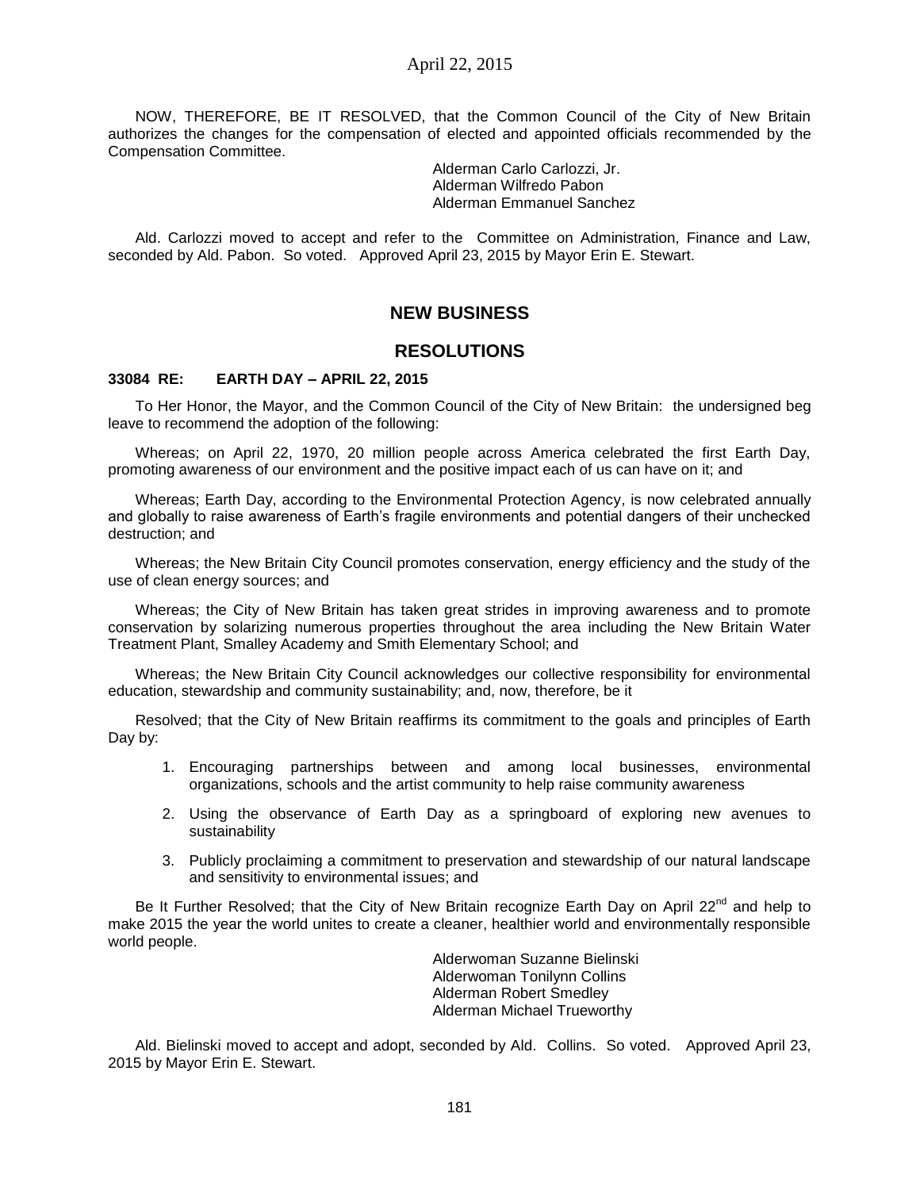NOW, THEREFORE, BE IT RESOLVED, that the Common Council of the City of New Britain authorizes the changes for the compensation of elected and appointed officials recommended by the Compensation Committee.

Alderman Carlo Carlozzi, Jr.
Alderman Wilfredo Pabon
Alderman Emmanuel Sanchez

Ald. Carlozzi moved to accept and refer to the Committee on Administration, Finance and Law, seconded by Ald. Pabon. So voted. Approved April 23, 2015 by Mayor Erin E. Stewart.

## NEW BUSINESS

## RESOLUTIONS

**33084 RE: EARTH DAY – APRIL 22, 2015**

To Her Honor, the Mayor, and the Common Council of the City of New Britain: the undersigned beg leave to recommend the adoption of the following:

Whereas; on April 22, 1970, 20 million people across America celebrated the first Earth Day, promoting awareness of our environment and the positive impact each of us can have on it; and

Whereas; Earth Day, according to the Environmental Protection Agency, is now celebrated annually and globally to raise awareness of Earth's fragile environments and potential dangers of their unchecked destruction; and

Whereas; the New Britain City Council promotes conservation, energy efficiency and the study of the use of clean energy sources; and

Whereas; the City of New Britain has taken great strides in improving awareness and to promote conservation by solarizing numerous properties throughout the area including the New Britain Water Treatment Plant, Smalley Academy and Smith Elementary School; and

Whereas; the New Britain City Council acknowledges our collective responsibility for environmental education, stewardship and community sustainability; and, now, therefore, be it

Resolved; that the City of New Britain reaffirms its commitment to the goals and principles of Earth Day by:

1. Encouraging partnerships between and among local businesses, environmental organizations, schools and the artist community to help raise community awareness
2. Using the observance of Earth Day as a springboard of exploring new avenues to sustainability
3. Publicly proclaiming a commitment to preservation and stewardship of our natural landscape and sensitivity to environmental issues; and

Be It Further Resolved; that the City of New Britain recognize Earth Day on April 22nd and help to make 2015 the year the world unites to create a cleaner, healthier world and environmentally responsible world people.

Alderwoman Suzanne Bielinski
Alderwoman Tonilynn Collins
Alderman Robert Smedley
Alderman Michael Trueworthy

Ald. Bielinski moved to accept and adopt, seconded by Ald. Collins. So voted. Approved April 23, 2015 by Mayor Erin E. Stewart.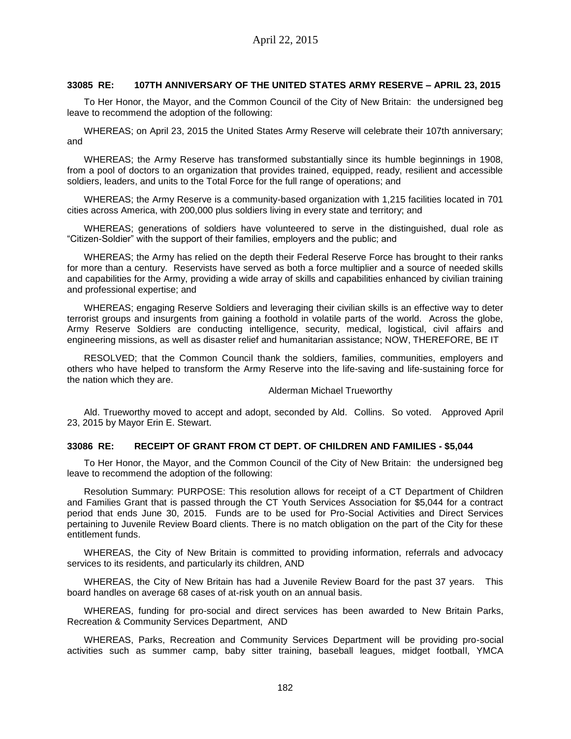### 33085 RE: 107TH ANNIVERSARY OF THE UNITED STATES ARMY RESERVE – APRIL 23, 2015

To Her Honor, the Mayor, and the Common Council of the City of New Britain: the undersigned beg leave to recommend the adoption of the following:

WHEREAS; on April 23, 2015 the United States Army Reserve will celebrate their 107th anniversary; and

WHEREAS; the Army Reserve has transformed substantially since its humble beginnings in 1908, from a pool of doctors to an organization that provides trained, equipped, ready, resilient and accessible soldiers, leaders, and units to the Total Force for the full range of operations; and

WHEREAS; the Army Reserve is a community-based organization with 1,215 facilities located in 701 cities across America, with 200,000 plus soldiers living in every state and territory; and

WHEREAS; generations of soldiers have volunteered to serve in the distinguished, dual role as "Citizen-Soldier" with the support of their families, employers and the public; and

WHEREAS; the Army has relied on the depth their Federal Reserve Force has brought to their ranks for more than a century. Reservists have served as both a force multiplier and a source of needed skills and capabilities for the Army, providing a wide array of skills and capabilities enhanced by civilian training and professional expertise; and

WHEREAS; engaging Reserve Soldiers and leveraging their civilian skills is an effective way to deter terrorist groups and insurgents from gaining a foothold in volatile parts of the world. Across the globe, Army Reserve Soldiers are conducting intelligence, security, medical, logistical, civil affairs and engineering missions, as well as disaster relief and humanitarian assistance; NOW, THEREFORE, BE IT

RESOLVED; that the Common Council thank the soldiers, families, communities, employers and others who have helped to transform the Army Reserve into the life-saving and life-sustaining force for the nation which they are.

Alderman Michael Trueworthy

Ald. Trueworthy moved to accept and adopt, seconded by Ald. Collins. So voted. Approved April 23, 2015 by Mayor Erin E. Stewart.

### 33086 RE: RECEIPT OF GRANT FROM CT DEPT. OF CHILDREN AND FAMILIES - $5,044

To Her Honor, the Mayor, and the Common Council of the City of New Britain: the undersigned beg leave to recommend the adoption of the following:

Resolution Summary: PURPOSE: This resolution allows for receipt of a CT Department of Children and Families Grant that is passed through the CT Youth Services Association for $5,044 for a contract period that ends June 30, 2015. Funds are to be used for Pro-Social Activities and Direct Services pertaining to Juvenile Review Board clients. There is no match obligation on the part of the City for these entitlement funds.

WHEREAS, the City of New Britain is committed to providing information, referrals and advocacy services to its residents, and particularly its children, AND

WHEREAS, the City of New Britain has had a Juvenile Review Board for the past 37 years. This board handles on average 68 cases of at-risk youth on an annual basis.

WHEREAS, funding for pro-social and direct services has been awarded to New Britain Parks, Recreation & Community Services Department, AND

WHEREAS, Parks, Recreation and Community Services Department will be providing pro-social activities such as summer camp, baby sitter training, baseball leagues, midget football, YMCA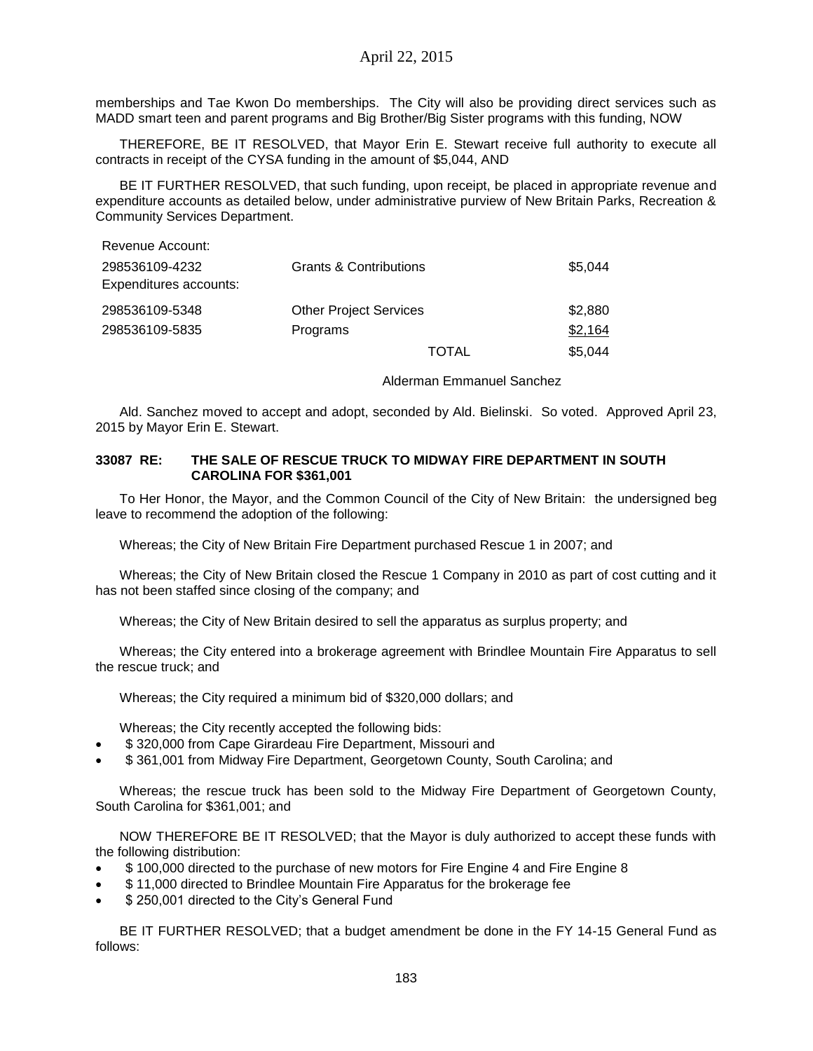memberships and Tae Kwon Do memberships. The City will also be providing direct services such as MADD smart teen and parent programs and Big Brother/Big Sister programs with this funding, NOW

THEREFORE, BE IT RESOLVED, that Mayor Erin E. Stewart receive full authority to execute all contracts in receipt of the CYSA funding in the amount of $5,044, AND

BE IT FURTHER RESOLVED, that such funding, upon receipt, be placed in appropriate revenue and expenditure accounts as detailed below, under administrative purview of New Britain Parks, Recreation & Community Services Department.

| Revenue Account: | | |
|---|---|---|
| 298536109-4232 | Grants & Contributions | $5,044 |
| Expenditures accounts: | | |
| 298536109-5348 | Other Project Services | $2,880 |
| 298536109-5835 | Programs | $2,164 |
| | TOTAL | $5,044 |

Alderman Emmanuel Sanchez

Ald. Sanchez moved to accept and adopt, seconded by Ald. Bielinski. So voted. Approved April 23, 2015 by Mayor Erin E. Stewart.

**33087 RE: THE SALE OF RESCUE TRUCK TO MIDWAY FIRE DEPARTMENT IN SOUTH CAROLINA FOR $361,001**

To Her Honor, the Mayor, and the Common Council of the City of New Britain: the undersigned beg leave to recommend the adoption of the following:

Whereas; the City of New Britain Fire Department purchased Rescue 1 in 2007; and

Whereas; the City of New Britain closed the Rescue 1 Company in 2010 as part of cost cutting and it has not been staffed since closing of the company; and

Whereas; the City of New Britain desired to sell the apparatus as surplus property; and

Whereas; the City entered into a brokerage agreement with Brindlee Mountain Fire Apparatus to sell the rescue truck; and

Whereas; the City required a minimum bid of $320,000 dollars; and

Whereas; the City recently accepted the following bids:

- $ 320,000 from Cape Girardeau Fire Department, Missouri and
- $ 361,001 from Midway Fire Department, Georgetown County, South Carolina; and

Whereas; the rescue truck has been sold to the Midway Fire Department of Georgetown County, South Carolina for $361,001; and

NOW THEREFORE BE IT RESOLVED; that the Mayor is duly authorized to accept these funds with the following distribution:

- $ 100,000 directed to the purchase of new motors for Fire Engine 4 and Fire Engine 8
- $ 11,000 directed to Brindlee Mountain Fire Apparatus for the brokerage fee
- $ 250,001 directed to the City's General Fund

BE IT FURTHER RESOLVED; that a budget amendment be done in the FY 14-15 General Fund as follows: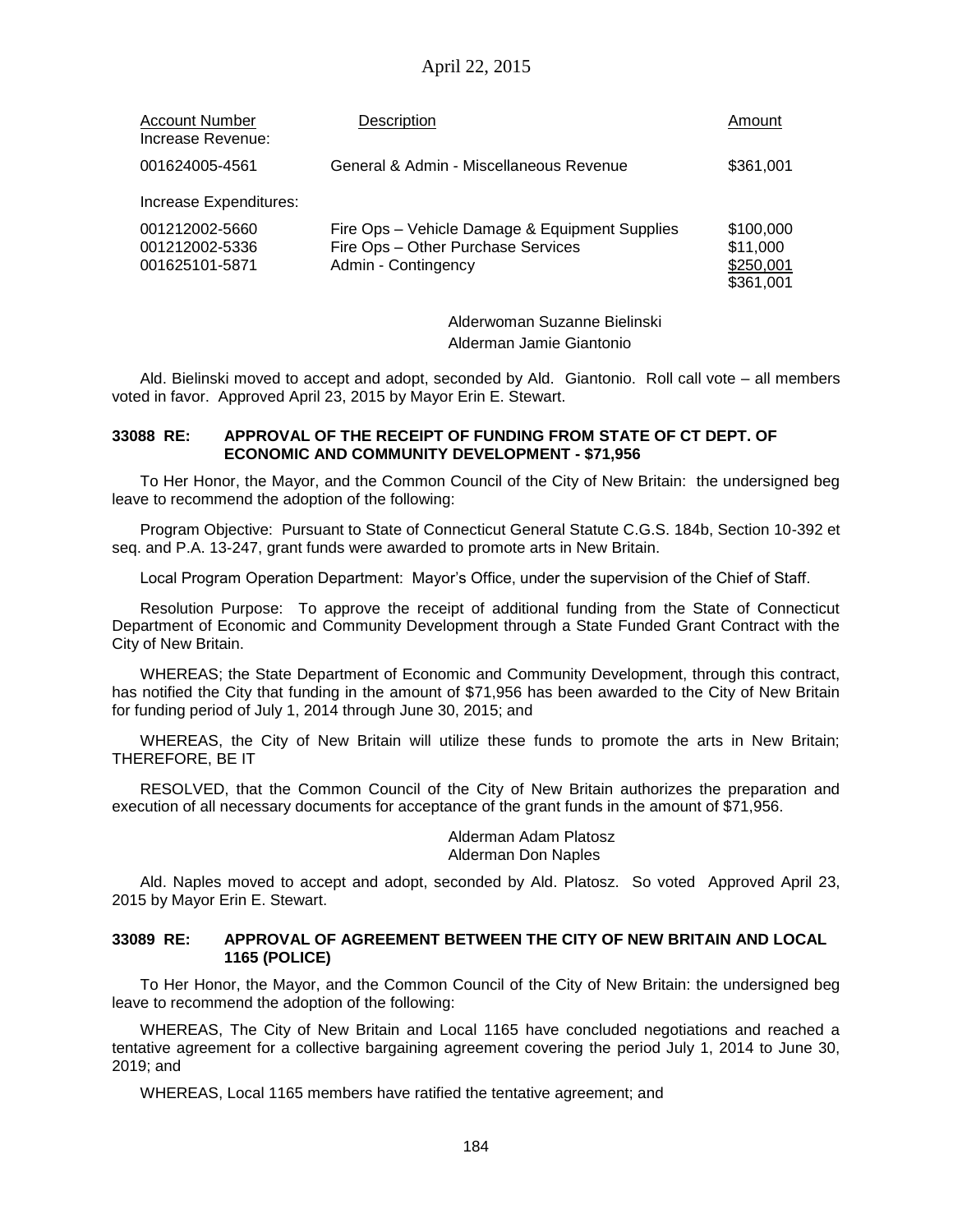| Account Number | Description | Amount |
|---|---|---|
| Increase Revenue: | | |
| 001624005-4561 | General & Admin - Miscellaneous Revenue | $361,001 |
| Increase Expenditures: | | |
| 001212002-5660 | Fire Ops – Vehicle Damage & Equipment Supplies | $100,000 |
| 001212002-5336 | Fire Ops – Other Purchase Services | $11,000 |
| 001625101-5871 | Admin - Contingency | $250,001 |
| | | $361,001 |

Alderwoman Suzanne Bielinski
Alderman Jamie Giantonio

Ald. Bielinski moved to accept and adopt, seconded by Ald. Giantonio. Roll call vote – all members voted in favor. Approved April 23, 2015 by Mayor Erin E. Stewart.

**33088 RE: APPROVAL OF THE RECEIPT OF FUNDING FROM STATE OF CT DEPT. OF ECONOMIC AND COMMUNITY DEVELOPMENT - $71,956**

To Her Honor, the Mayor, and the Common Council of the City of New Britain: the undersigned beg leave to recommend the adoption of the following:

Program Objective: Pursuant to State of Connecticut General Statute C.G.S. 184b, Section 10-392 et seq. and P.A. 13-247, grant funds were awarded to promote arts in New Britain.

Local Program Operation Department: Mayor's Office, under the supervision of the Chief of Staff.

Resolution Purpose: To approve the receipt of additional funding from the State of Connecticut Department of Economic and Community Development through a State Funded Grant Contract with the City of New Britain.

WHEREAS; the State Department of Economic and Community Development, through this contract, has notified the City that funding in the amount of $71,956 has been awarded to the City of New Britain for funding period of July 1, 2014 through June 30, 2015; and

WHEREAS, the City of New Britain will utilize these funds to promote the arts in New Britain; THEREFORE, BE IT

RESOLVED, that the Common Council of the City of New Britain authorizes the preparation and execution of all necessary documents for acceptance of the grant funds in the amount of $71,956.

Alderman Adam Platosz
Alderman Don Naples

Ald. Naples moved to accept and adopt, seconded by Ald. Platosz. So voted Approved April 23, 2015 by Mayor Erin E. Stewart.

**33089 RE: APPROVAL OF AGREEMENT BETWEEN THE CITY OF NEW BRITAIN AND LOCAL 1165 (POLICE)**

To Her Honor, the Mayor, and the Common Council of the City of New Britain: the undersigned beg leave to recommend the adoption of the following:

WHEREAS, The City of New Britain and Local 1165 have concluded negotiations and reached a tentative agreement for a collective bargaining agreement covering the period July 1, 2014 to June 30, 2019; and

WHEREAS, Local 1165 members have ratified the tentative agreement; and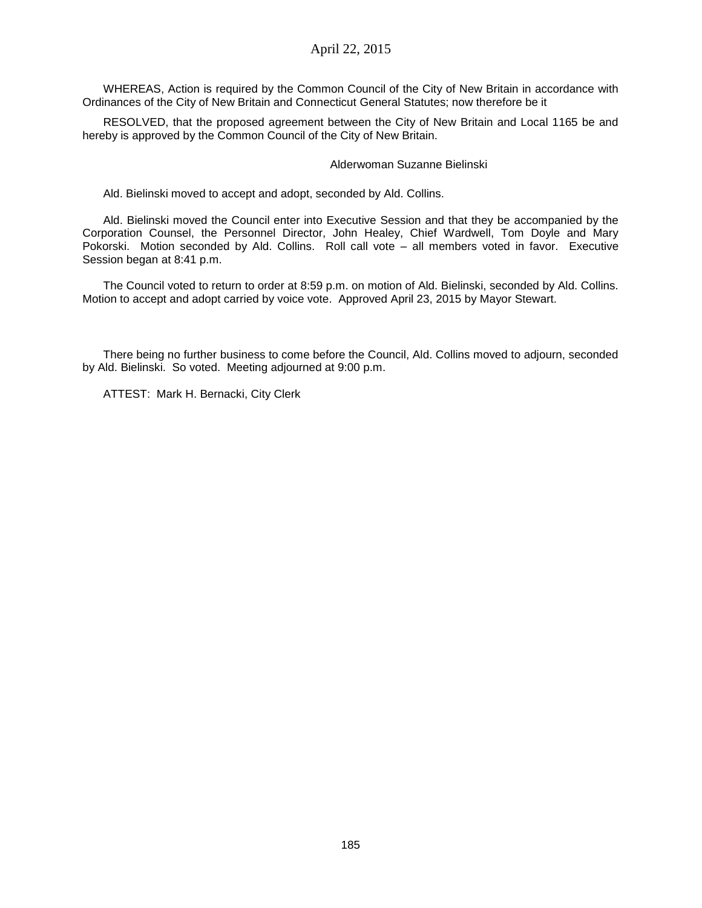WHEREAS, Action is required by the Common Council of the City of New Britain in accordance with Ordinances of the City of New Britain and Connecticut General Statutes; now therefore be it

RESOLVED, that the proposed agreement between the City of New Britain and Local 1165 be and hereby is approved by the Common Council of the City of New Britain.

Alderwoman Suzanne Bielinski

Ald. Bielinski moved to accept and adopt, seconded by Ald. Collins.

Ald. Bielinski moved the Council enter into Executive Session and that they be accompanied by the Corporation Counsel, the Personnel Director, John Healey, Chief Wardwell, Tom Doyle and Mary Pokorski. Motion seconded by Ald. Collins. Roll call vote – all members voted in favor. Executive Session began at 8:41 p.m.

The Council voted to return to order at 8:59 p.m. on motion of Ald. Bielinski, seconded by Ald. Collins. Motion to accept and adopt carried by voice vote. Approved April 23, 2015 by Mayor Stewart.

There being no further business to come before the Council, Ald. Collins moved to adjourn, seconded by Ald. Bielinski. So voted. Meeting adjourned at 9:00 p.m.

ATTEST: Mark H. Bernacki, City Clerk